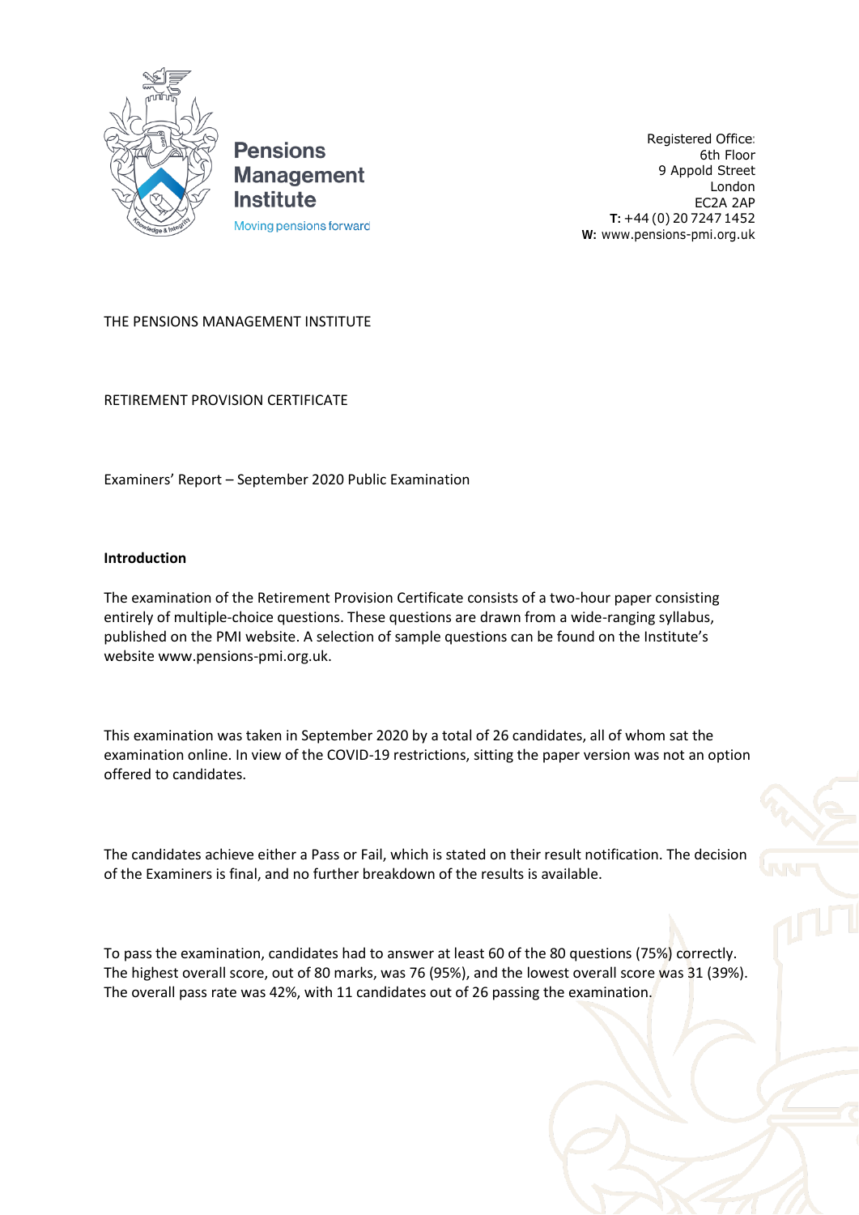Pensions Management Institute

Moving pensions forward

Registered Office:
6th Floor
9 Appold Street
London
EC2A 2AP
**T:** +44 (0) 20 7247 1452
**W:** www.pensions-pmi.org.uk

THE PENSIONS MANAGEMENT INSTITUTE

RETIREMENT PROVISION CERTIFICATE

Examiners' Report – September 2020 Public Examination

**Introduction**

The examination of the Retirement Provision Certificate consists of a two-hour paper consisting entirely of multiple-choice questions. These questions are drawn from a wide-ranging syllabus, published on the PMI website. A selection of sample questions can be found on the Institute's website www.pensions-pmi.org.uk.

This examination was taken in September 2020 by a total of 26 candidates, all of whom sat the examination online. In view of the COVID-19 restrictions, sitting the paper version was not an option offered to candidates.

The candidates achieve either a Pass or Fail, which is stated on their result notification. The decision of the Examiners is final, and no further breakdown of the results is available.

To pass the examination, candidates had to answer at least 60 of the 80 questions (75%) correctly. The highest overall score, out of 80 marks, was 76 (95%), and the lowest overall score was 31 (39%). The overall pass rate was 42%, with 11 candidates out of 26 passing the examination.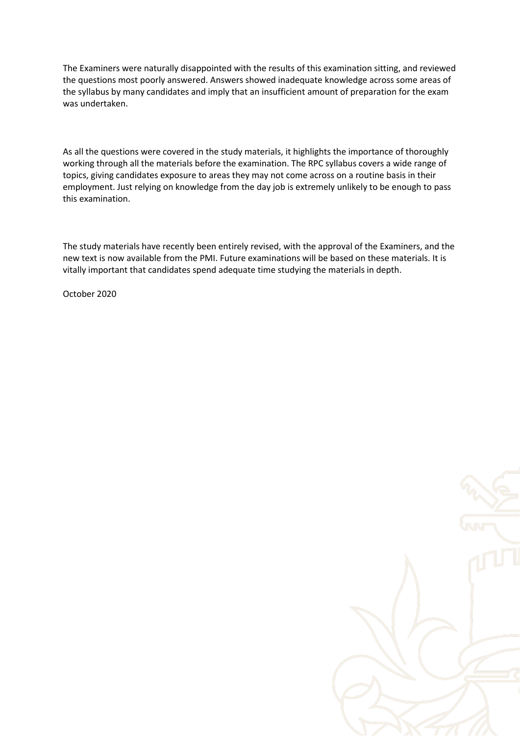The Examiners were naturally disappointed with the results of this examination sitting, and reviewed the questions most poorly answered. Answers showed inadequate knowledge across some areas of the syllabus by many candidates and imply that an insufficient amount of preparation for the exam was undertaken.

As all the questions were covered in the study materials, it highlights the importance of thoroughly working through all the materials before the examination. The RPC syllabus covers a wide range of topics, giving candidates exposure to areas they may not come across on a routine basis in their employment. Just relying on knowledge from the day job is extremely unlikely to be enough to pass this examination.

The study materials have recently been entirely revised, with the approval of the Examiners, and the new text is now available from the PMI. Future examinations will be based on these materials. It is vitally important that candidates spend adequate time studying the materials in depth.

October 2020